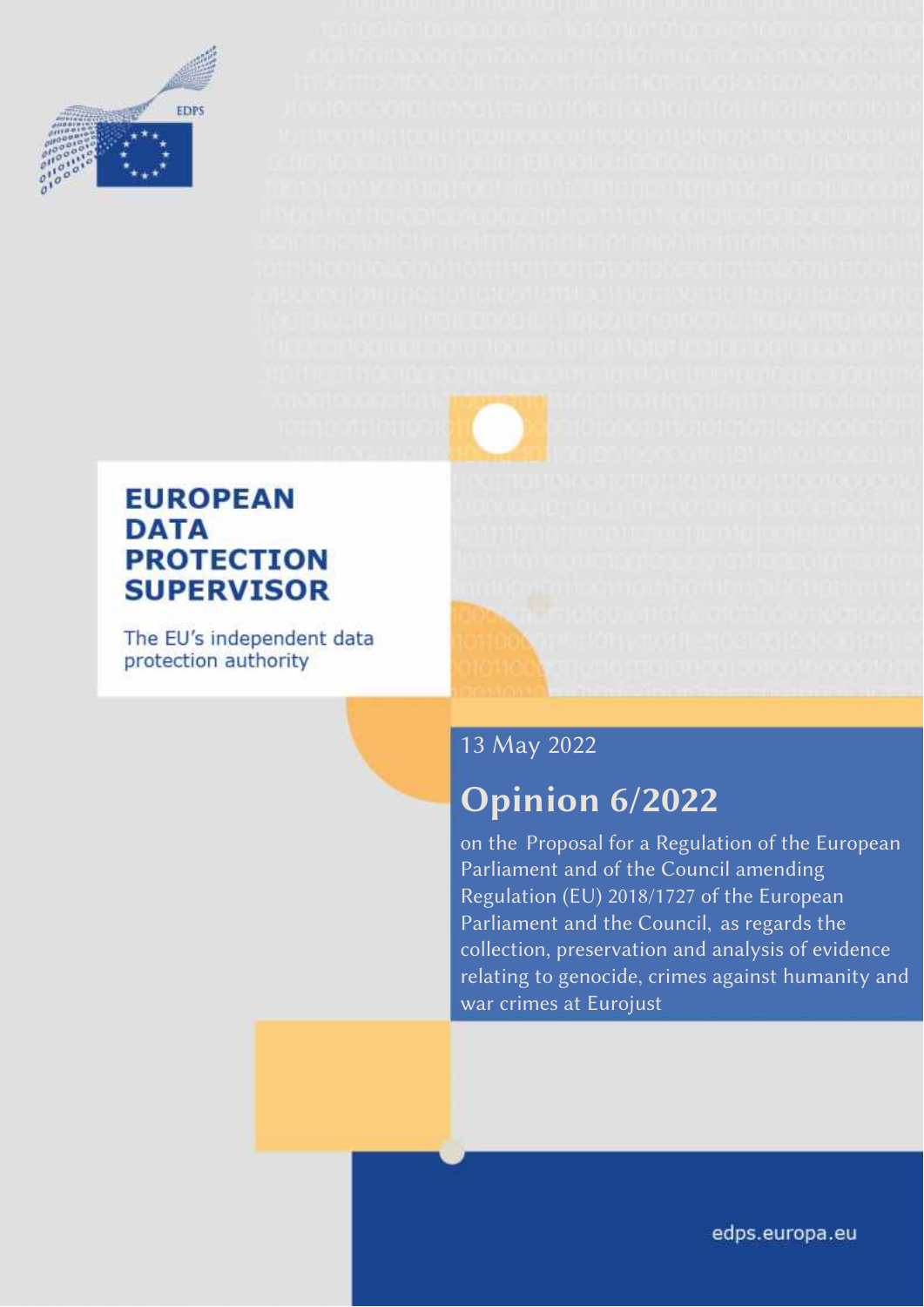EDPS

# EUROPEAN DATA PROTECTION SUPERVISOR

The EU's independent data protection authority

13 May 2022

## Opinion 6/2022

on the Proposal for a Regulation of the European Parliament and of the Council amending Regulation (EU) 2018/1727 of the European Parliament and the Council, as regards the collection, preservation and analysis of evidence relating to genocide, crimes against humanity and war crimes at Eurojust

edps.europa.eu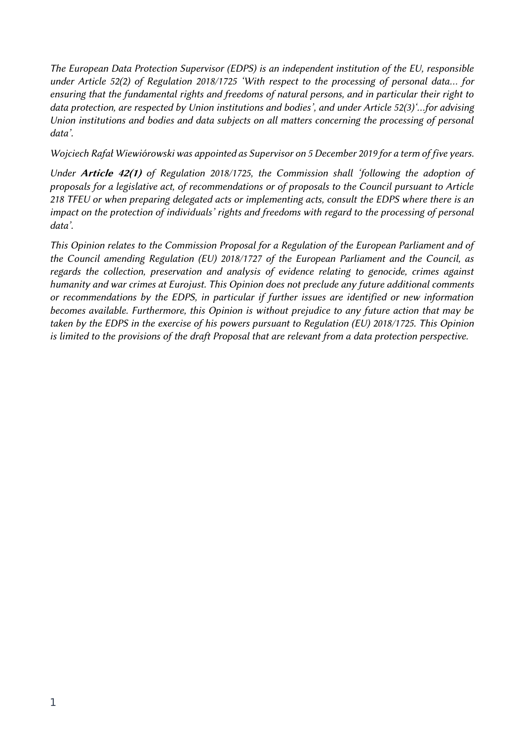*The European Data Protection Supervisor (EDPS) is an independent institution of the EU, responsible under Article 52(2) of Regulation 2018/1725 'With respect to the processing of personal data… for ensuring that the fundamental rights and freedoms of natural persons, and in particular their right to data protection, are respected by Union institutions and bodies', and under Article 52(3)'…for advising Union institutions and bodies and data subjects on all matters concerning the processing of personal data'.*

*Wojciech Rafał Wiewiórowski was appointed as Supervisor on 5 December 2019 for a term of five years.*

*Under **Article 42(1)** of Regulation 2018/1725, the Commission shall 'following the adoption of proposals for a legislative act, of recommendations or of proposals to the Council pursuant to Article 218 TFEU or when preparing delegated acts or implementing acts, consult the EDPS where there is an impact on the protection of individuals' rights and freedoms with regard to the processing of personal data'.*

*This Opinion relates to the Commission Proposal for a Regulation of the European Parliament and of the Council amending Regulation (EU) 2018/1727 of the European Parliament and the Council, as regards the collection, preservation and analysis of evidence relating to genocide, crimes against humanity and war crimes at Eurojust. This Opinion does not preclude any future additional comments or recommendations by the EDPS, in particular if further issues are identified or new information becomes available. Furthermore, this Opinion is without prejudice to any future action that may be taken by the EDPS in the exercise of his powers pursuant to Regulation (EU) 2018/1725. This Opinion is limited to the provisions of the draft Proposal that are relevant from a data protection perspective.*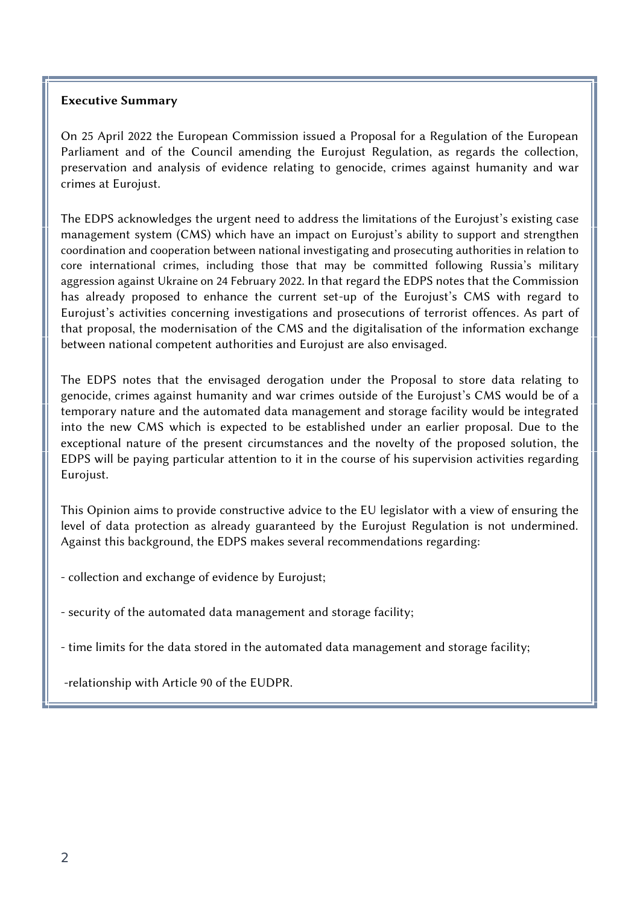**Executive Summary**

On 25 April 2022 the European Commission issued a Proposal for a Regulation of the European Parliament and of the Council amending the Eurojust Regulation, as regards the collection, preservation and analysis of evidence relating to genocide, crimes against humanity and war crimes at Eurojust.

The EDPS acknowledges the urgent need to address the limitations of the Eurojust's existing case management system (CMS) which have an impact on Eurojust's ability to support and strengthen coordination and cooperation between national investigating and prosecuting authorities in relation to core international crimes, including those that may be committed following Russia's military aggression against Ukraine on 24 February 2022. In that regard the EDPS notes that the Commission has already proposed to enhance the current set-up of the Eurojust's CMS with regard to Eurojust's activities concerning investigations and prosecutions of terrorist offences. As part of that proposal, the modernisation of the CMS and the digitalisation of the information exchange between national competent authorities and Eurojust are also envisaged.

The EDPS notes that the envisaged derogation under the Proposal to store data relating to genocide, crimes against humanity and war crimes outside of the Eurojust's CMS would be of a temporary nature and the automated data management and storage facility would be integrated into the new CMS which is expected to be established under an earlier proposal. Due to the exceptional nature of the present circumstances and the novelty of the proposed solution, the EDPS will be paying particular attention to it in the course of his supervision activities regarding Eurojust.

This Opinion aims to provide constructive advice to the EU legislator with a view of ensuring the level of data protection as already guaranteed by the Eurojust Regulation is not undermined. Against this background, the EDPS makes several recommendations regarding:

- collection and exchange of evidence by Eurojust;

- security of the automated data management and storage facility;

- time limits for the data stored in the automated data management and storage facility;

- relationship with Article 90 of the EUDPR.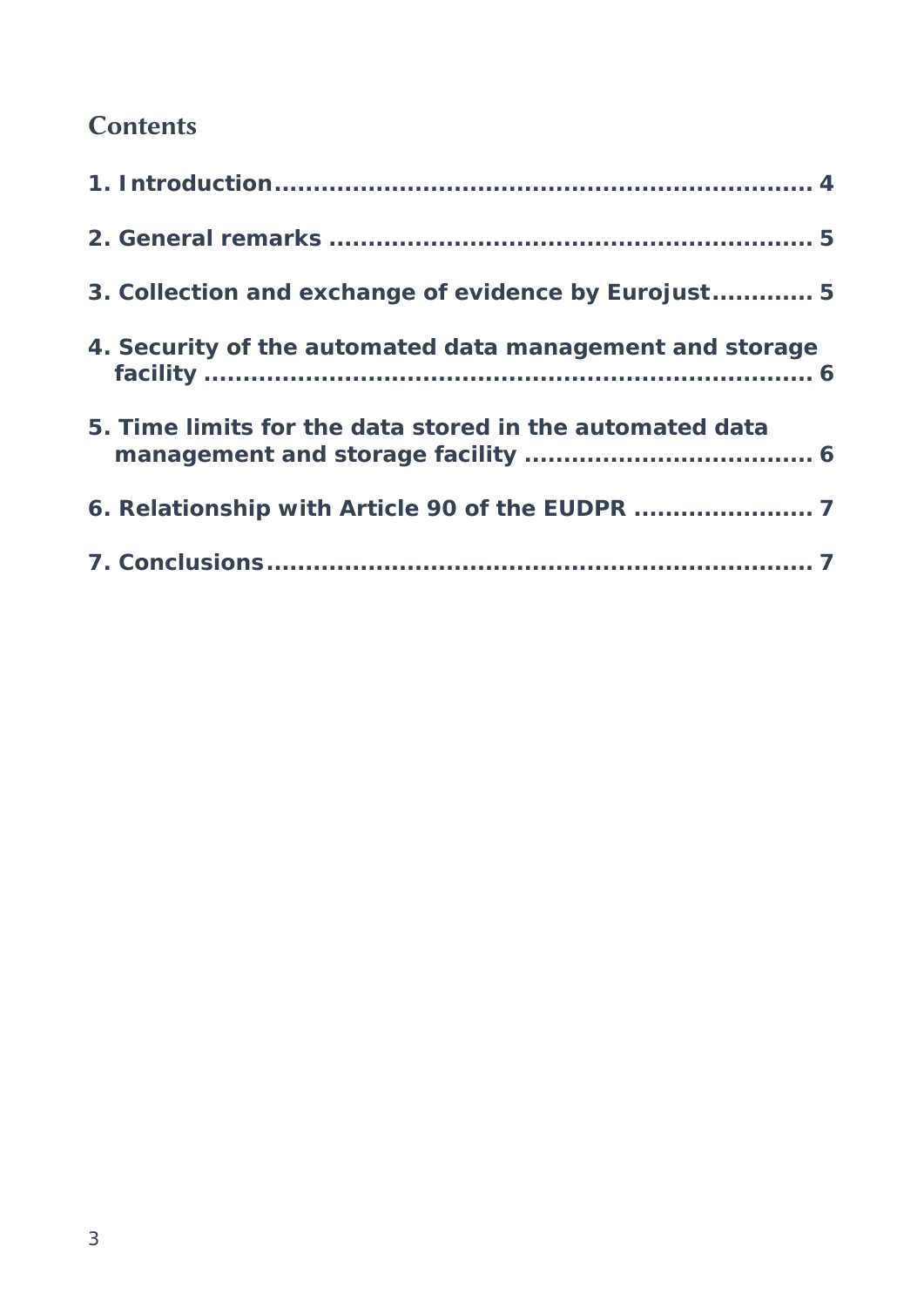## Contents

**1. Introduction** .................................................................. 4

**2. General remarks** ............................................................ 5

**3. Collection and exchange of evidence by Eurojust** ............ 5

**4. Security of the automated data management and storage facility** ........................................................................... 6

**5. Time limits for the data stored in the automated data management and storage facility** ...................................... 6

**6. Relationship with Article 90 of the EUDPR** ...................... 7

**7. Conclusions** ..................................................................... 7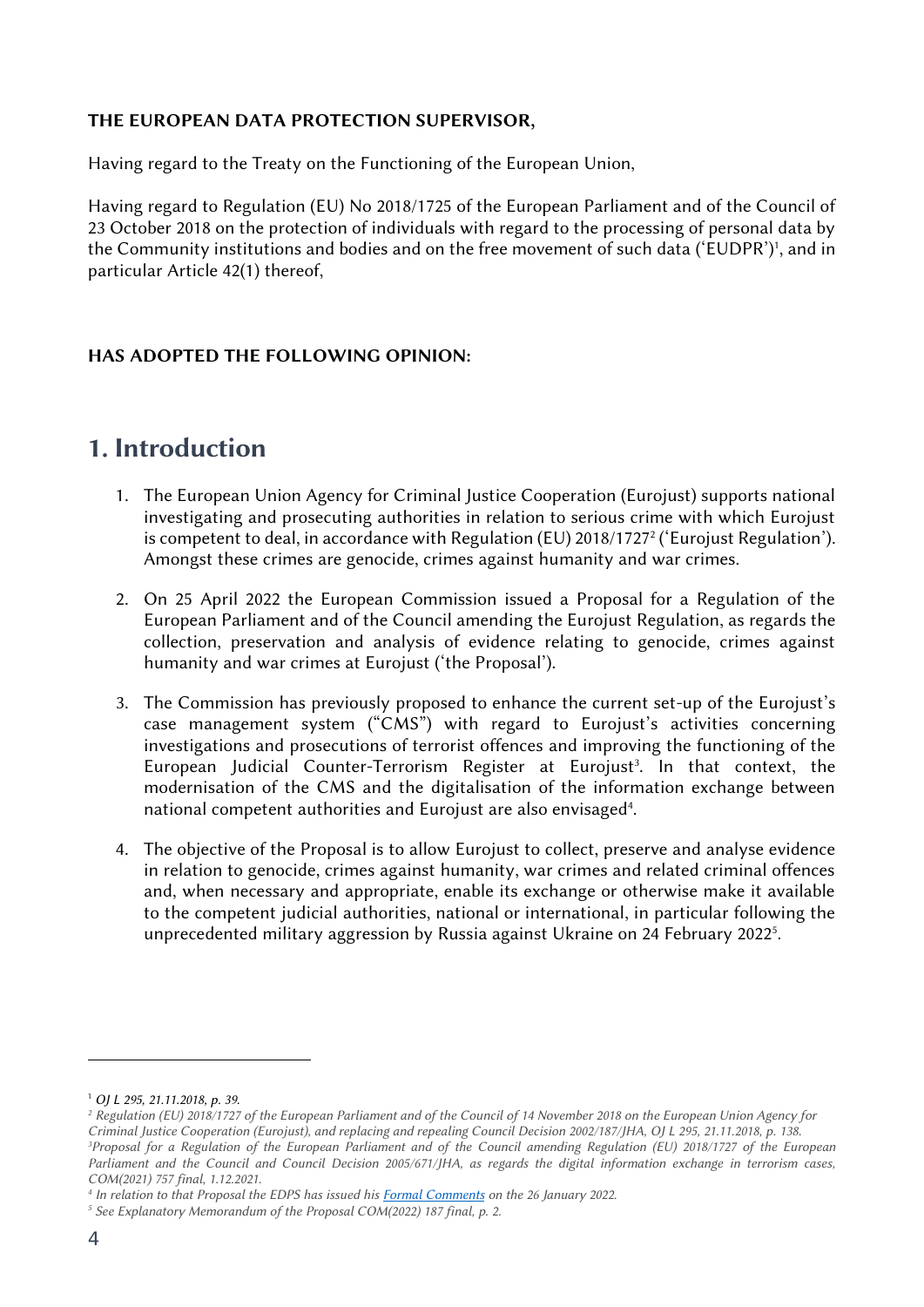**THE EUROPEAN DATA PROTECTION SUPERVISOR,**

Having regard to the Treaty on the Functioning of the European Union,

Having regard to Regulation (EU) No 2018/1725 of the European Parliament and of the Council of 23 October 2018 on the protection of individuals with regard to the processing of personal data by the Community institutions and bodies and on the free movement of such data ('EUDPR')[1], and in particular Article 42(1) thereof,

**HAS ADOPTED THE FOLLOWING OPINION:**

# 1. Introduction

1. The European Union Agency for Criminal Justice Cooperation (Eurojust) supports national investigating and prosecuting authorities in relation to serious crime with which Eurojust is competent to deal, in accordance with Regulation (EU) 2018/1727[2] ('Eurojust Regulation'). Amongst these crimes are genocide, crimes against humanity and war crimes.

2. On 25 April 2022 the European Commission issued a Proposal for a Regulation of the European Parliament and of the Council amending the Eurojust Regulation, as regards the collection, preservation and analysis of evidence relating to genocide, crimes against humanity and war crimes at Eurojust ('the Proposal').

3. The Commission has previously proposed to enhance the current set-up of the Eurojust's case management system ("CMS") with regard to Eurojust's activities concerning investigations and prosecutions of terrorist offences and improving the functioning of the European Judicial Counter-Terrorism Register at Eurojust[3]. In that context, the modernisation of the CMS and the digitalisation of the information exchange between national competent authorities and Eurojust are also envisaged[4].

4. The objective of the Proposal is to allow Eurojust to collect, preserve and analyse evidence in relation to genocide, crimes against humanity, war crimes and related criminal offences and, when necessary and appropriate, enable its exchange or otherwise make it available to the competent judicial authorities, national or international, in particular following the unprecedented military aggression by Russia against Ukraine on 24 February 2022[5].

---

[1] *OJ L 295, 21.11.2018, p. 39.*

[2] *Regulation (EU) 2018/1727 of the European Parliament and of the Council of 14 November 2018 on the European Union Agency for Criminal Justice Cooperation (Eurojust), and replacing and repealing Council Decision 2002/187/JHA, OJ L 295, 21.11.2018, p. 138.*

[3] *Proposal for a Regulation of the European Parliament and of the Council amending Regulation (EU) 2018/1727 of the European Parliament and the Council and Council Decision 2005/671/JHA, as regards the digital information exchange in terrorism cases, COM(2021) 757 final, 1.12.2021.*

[4] *In relation to that Proposal the EDPS has issued his Formal Comments on the 26 January 2022.*

[5] *See Explanatory Memorandum of the Proposal COM(2022) 187 final, p. 2.*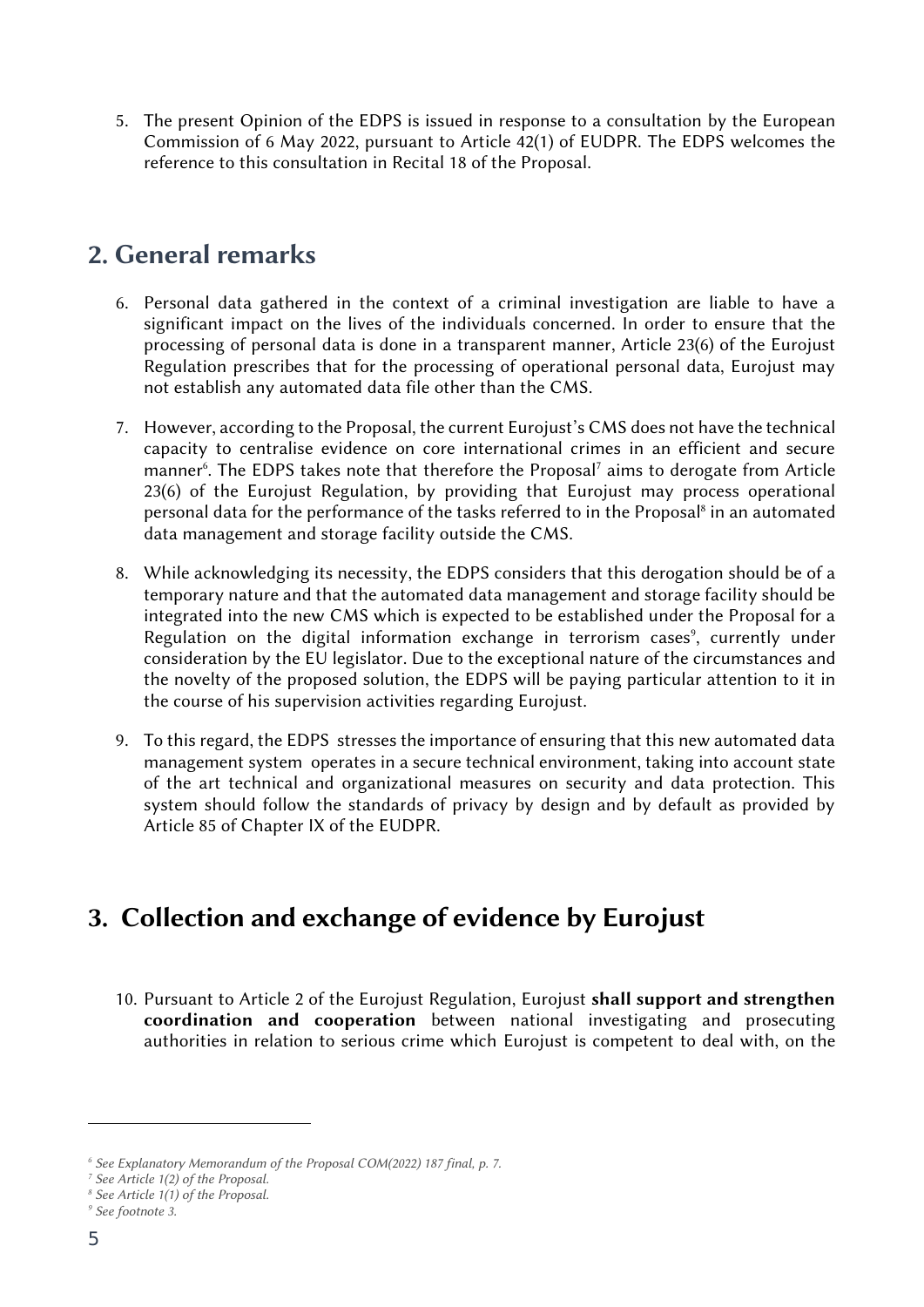5. The present Opinion of the EDPS is issued in response to a consultation by the European Commission of 6 May 2022, pursuant to Article 42(1) of EUDPR. The EDPS welcomes the reference to this consultation in Recital 18 of the Proposal.

## 2. General remarks

6. Personal data gathered in the context of a criminal investigation are liable to have a significant impact on the lives of the individuals concerned. In order to ensure that the processing of personal data is done in a transparent manner, Article 23(6) of the Eurojust Regulation prescribes that for the processing of operational personal data, Eurojust may not establish any automated data file other than the CMS.

7. However, according to the Proposal, the current Eurojust's CMS does not have the technical capacity to centralise evidence on core international crimes in an efficient and secure manner[6]. The EDPS takes note that therefore the Proposal[7] aims to derogate from Article 23(6) of the Eurojust Regulation, by providing that Eurojust may process operational personal data for the performance of the tasks referred to in the Proposal[8] in an automated data management and storage facility outside the CMS.

8. While acknowledging its necessity, the EDPS considers that this derogation should be of a temporary nature and that the automated data management and storage facility should be integrated into the new CMS which is expected to be established under the Proposal for a Regulation on the digital information exchange in terrorism cases[9], currently under consideration by the EU legislator. Due to the exceptional nature of the circumstances and the novelty of the proposed solution, the EDPS will be paying particular attention to it in the course of his supervision activities regarding Eurojust.

9. To this regard, the EDPS stresses the importance of ensuring that this new automated data management system operates in a secure technical environment, taking into account state of the art technical and organizational measures on security and data protection. This system should follow the standards of privacy by design and by default as provided by Article 85 of Chapter IX of the EUDPR.

## 3. Collection and exchange of evidence by Eurojust

10. Pursuant to Article 2 of the Eurojust Regulation, Eurojust **shall support and strengthen coordination and cooperation** between national investigating and prosecuting authorities in relation to serious crime which Eurojust is competent to deal with, on the

---

[6] *See Explanatory Memorandum of the Proposal COM(2022) 187 final, p. 7.*

[7] *See Article 1(2) of the Proposal.*

[8] *See Article 1(1) of the Proposal.*

[9] *See footnote 3.*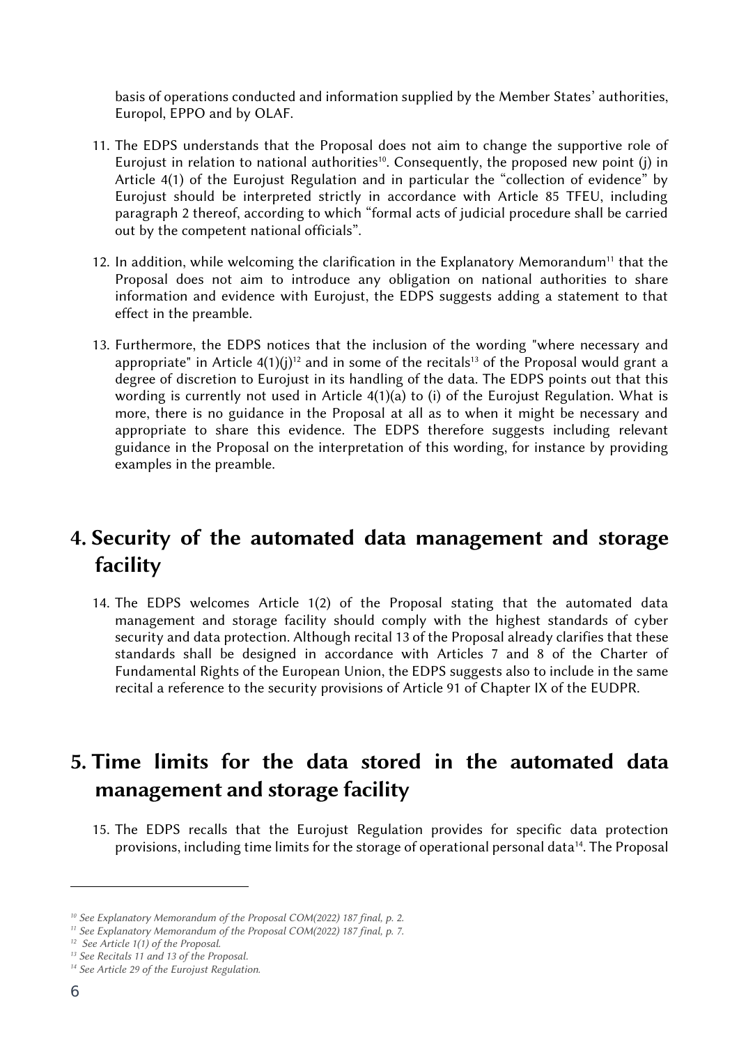basis of operations conducted and information supplied by the Member States' authorities, Europol, EPPO and by OLAF.

11. The EDPS understands that the Proposal does not aim to change the supportive role of Eurojust in relation to national authorities[10]. Consequently, the proposed new point (j) in Article 4(1) of the Eurojust Regulation and in particular the "collection of evidence" by Eurojust should be interpreted strictly in accordance with Article 85 TFEU, including paragraph 2 thereof, according to which "formal acts of judicial procedure shall be carried out by the competent national officials".

12. In addition, while welcoming the clarification in the Explanatory Memorandum[11] that the Proposal does not aim to introduce any obligation on national authorities to share information and evidence with Eurojust, the EDPS suggests adding a statement to that effect in the preamble.

13. Furthermore, the EDPS notices that the inclusion of the wording "where necessary and appropriate" in Article 4(1)(j)[12] and in some of the recitals[13] of the Proposal would grant a degree of discretion to Eurojust in its handling of the data. The EDPS points out that this wording is currently not used in Article 4(1)(a) to (i) of the Eurojust Regulation. What is more, there is no guidance in the Proposal at all as to when it might be necessary and appropriate to share this evidence. The EDPS therefore suggests including relevant guidance in the Proposal on the interpretation of this wording, for instance by providing examples in the preamble.

## 4. Security of the automated data management and storage facility

14. The EDPS welcomes Article 1(2) of the Proposal stating that the automated data management and storage facility should comply with the highest standards of cyber security and data protection. Although recital 13 of the Proposal already clarifies that these standards shall be designed in accordance with Articles 7 and 8 of the Charter of Fundamental Rights of the European Union, the EDPS suggests also to include in the same recital a reference to the security provisions of Article 91 of Chapter IX of the EUDPR.

## 5. Time limits for the data stored in the automated data management and storage facility

15. The EDPS recalls that the Eurojust Regulation provides for specific data protection provisions, including time limits for the storage of operational personal data[14]. The Proposal

---

[10] *See Explanatory Memorandum of the Proposal COM(2022) 187 final, p. 2.*

[11] *See Explanatory Memorandum of the Proposal COM(2022) 187 final, p. 7.*

[12] *See Article 1(1) of the Proposal.*

[13] *See Recitals 11 and 13 of the Proposal.*

[14] *See Article 29 of the Eurojust Regulation.*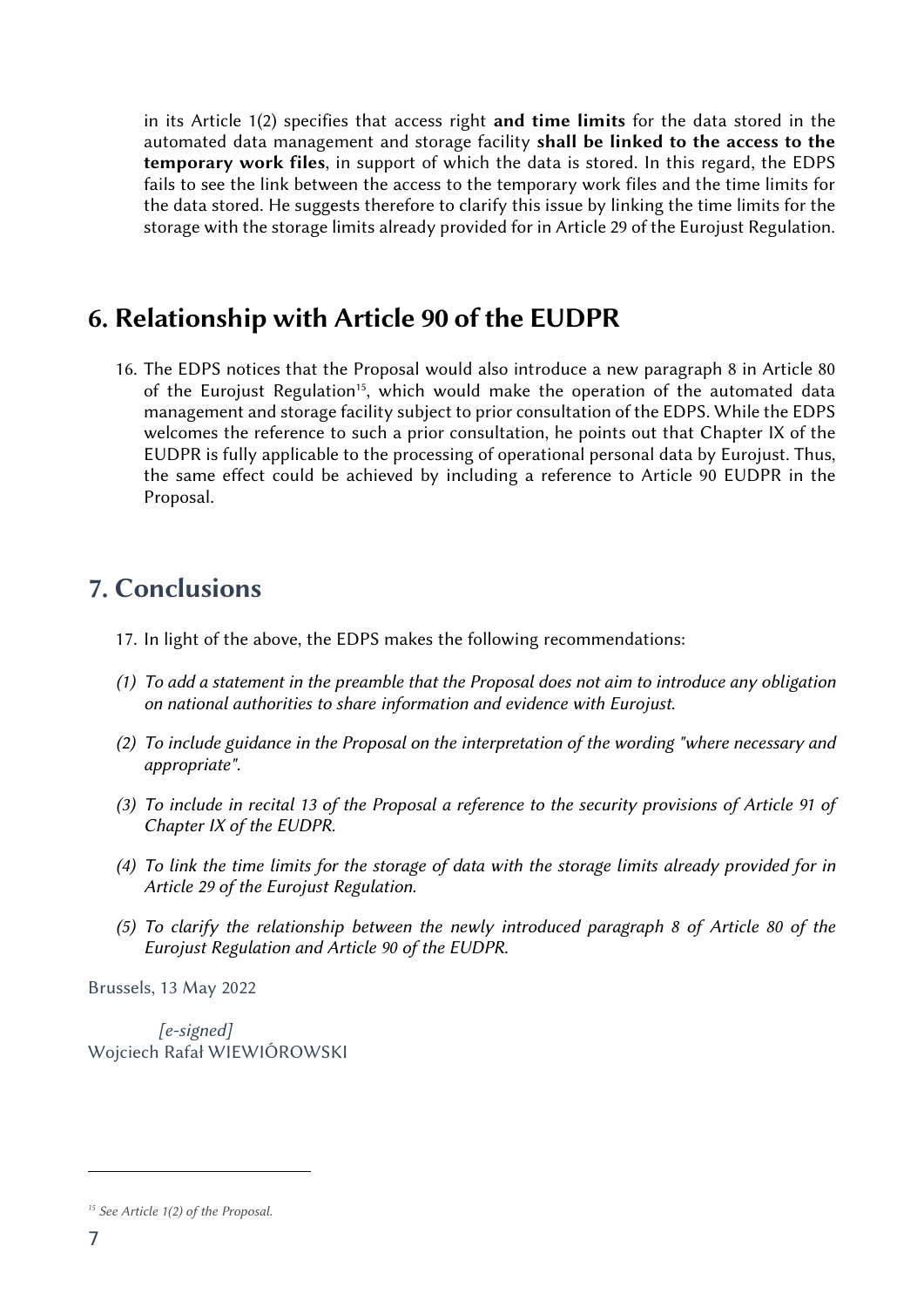in its Article 1(2) specifies that access right **and time limits** for the data stored in the automated data management and storage facility **shall be linked to the access to the temporary work files**, in support of which the data is stored. In this regard, the EDPS fails to see the link between the access to the temporary work files and the time limits for the data stored. He suggests therefore to clarify this issue by linking the time limits for the storage with the storage limits already provided for in Article 29 of the Eurojust Regulation.

## 6. Relationship with Article 90 of the EUDPR

16. The EDPS notices that the Proposal would also introduce a new paragraph 8 in Article 80 of the Eurojust Regulation[15], which would make the operation of the automated data management and storage facility subject to prior consultation of the EDPS. While the EDPS welcomes the reference to such a prior consultation, he points out that Chapter IX of the EUDPR is fully applicable to the processing of operational personal data by Eurojust. Thus, the same effect could be achieved by including a reference to Article 90 EUDPR in the Proposal.

## 7. Conclusions

17. In light of the above, the EDPS makes the following recommendations:

*(1) To add a statement in the preamble that the Proposal does not aim to introduce any obligation on national authorities to share information and evidence with Eurojust.*

*(2) To include guidance in the Proposal on the interpretation of the wording "where necessary and appropriate".*

*(3) To include in recital 13 of the Proposal a reference to the security provisions of Article 91 of Chapter IX of the EUDPR.*

*(4) To link the time limits for the storage of data with the storage limits already provided for in Article 29 of the Eurojust Regulation.*

*(5) To clarify the relationship between the newly introduced paragraph 8 of Article 80 of the Eurojust Regulation and Article 90 of the EUDPR.*

Brussels, 13 May 2022

*[e-signed]*
Wojciech Rafał WIEWIÓROWSKI

---

[15] *See Article 1(2) of the Proposal.*